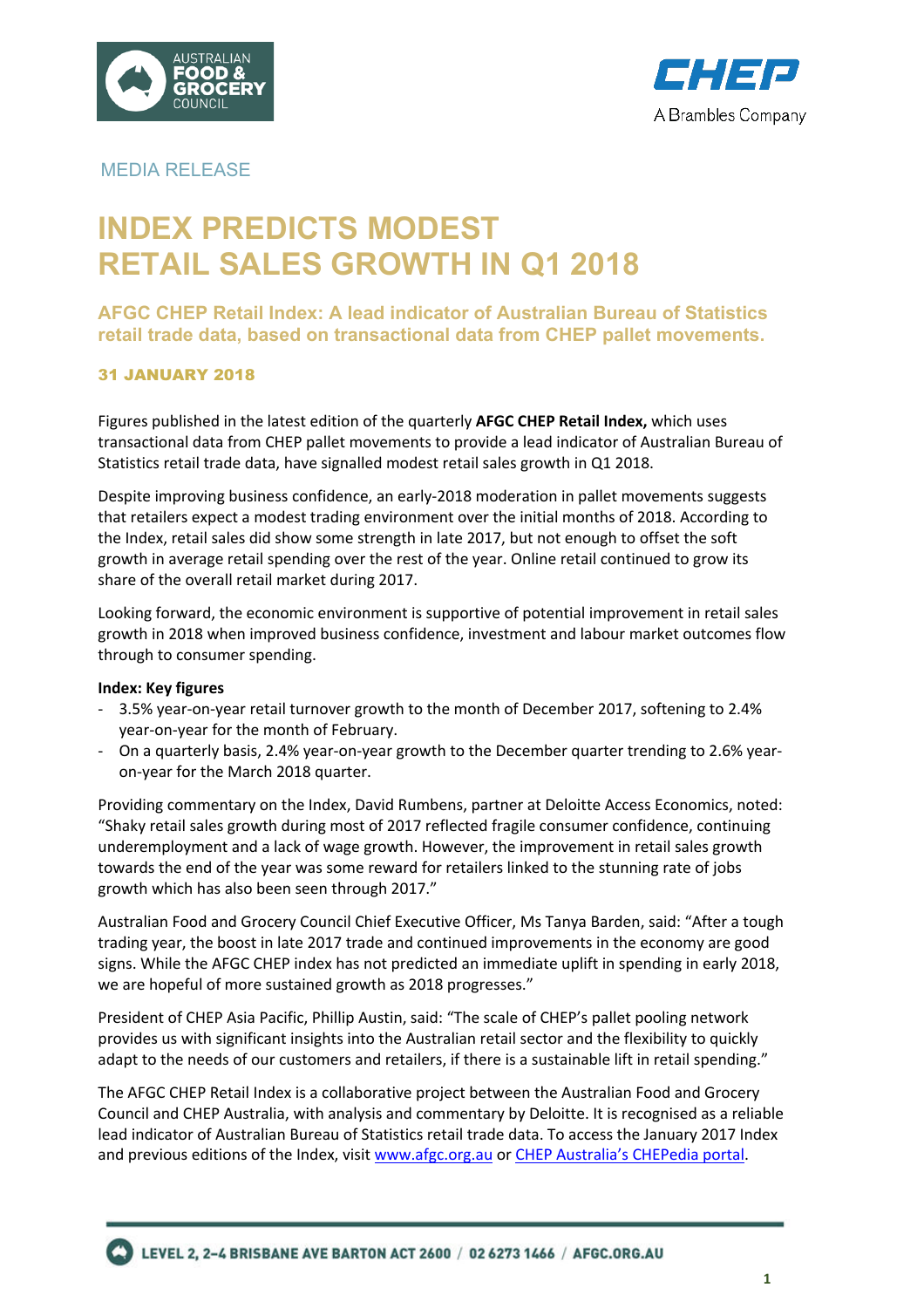MEDIA RELEASE

# INDEX PREDICTS MODEST RETAIL SALES GROWTH IN Q1 2018

## AFGC CHEP Retail Index: A lead indicator of Australian Bureau of Statistics retail trade data, based on transactional data from CHEP pallet movements.

**31 JANUARY 2018**

Figures published in the latest edition of the quarterly **AFGC CHEP Retail Index,** which uses transactional data from CHEP pallet movements to provide a lead indicator of Australian Bureau of Statistics retail trade data, have signalled modest retail sales growth in Q1 2018.

Despite improving business confidence, an early-2018 moderation in pallet movements suggests that retailers expect a modest trading environment over the initial months of 2018. According to the Index, retail sales did show some strength in late 2017, but not enough to offset the soft growth in average retail spending over the rest of the year. Online retail continued to grow its share of the overall retail market during 2017.

Looking forward, the economic environment is supportive of potential improvement in retail sales growth in 2018 when improved business confidence, investment and labour market outcomes flow through to consumer spending.

**Index: Key figures**

- 3.5% year-on-year retail turnover growth to the month of December 2017, softening to 2.4% year-on-year for the month of February.
- On a quarterly basis, 2.4% year-on-year growth to the December quarter trending to 2.6% year-on-year for the March 2018 quarter.

Providing commentary on the Index, David Rumbens, partner at Deloitte Access Economics, noted: “Shaky retail sales growth during most of 2017 reflected fragile consumer confidence, continuing underemployment and a lack of wage growth. However, the improvement in retail sales growth towards the end of the year was some reward for retailers linked to the stunning rate of jobs growth which has also been seen through 2017.”

Australian Food and Grocery Council Chief Executive Officer, Ms Tanya Barden, said: “After a tough trading year, the boost in late 2017 trade and continued improvements in the economy are good signs. While the AFGC CHEP index has not predicted an immediate uplift in spending in early 2018, we are hopeful of more sustained growth as 2018 progresses.”

President of CHEP Asia Pacific, Phillip Austin, said: “The scale of CHEP’s pallet pooling network provides us with significant insights into the Australian retail sector and the flexibility to quickly adapt to the needs of our customers and retailers, if there is a sustainable lift in retail spending.”

The AFGC CHEP Retail Index is a collaborative project between the Australian Food and Grocery Council and CHEP Australia, with analysis and commentary by Deloitte. It is recognised as a reliable lead indicator of Australian Bureau of Statistics retail trade data. To access the January 2017 Index and previous editions of the Index, visit www.afgc.org.au or CHEP Australia’s CHEPedia portal.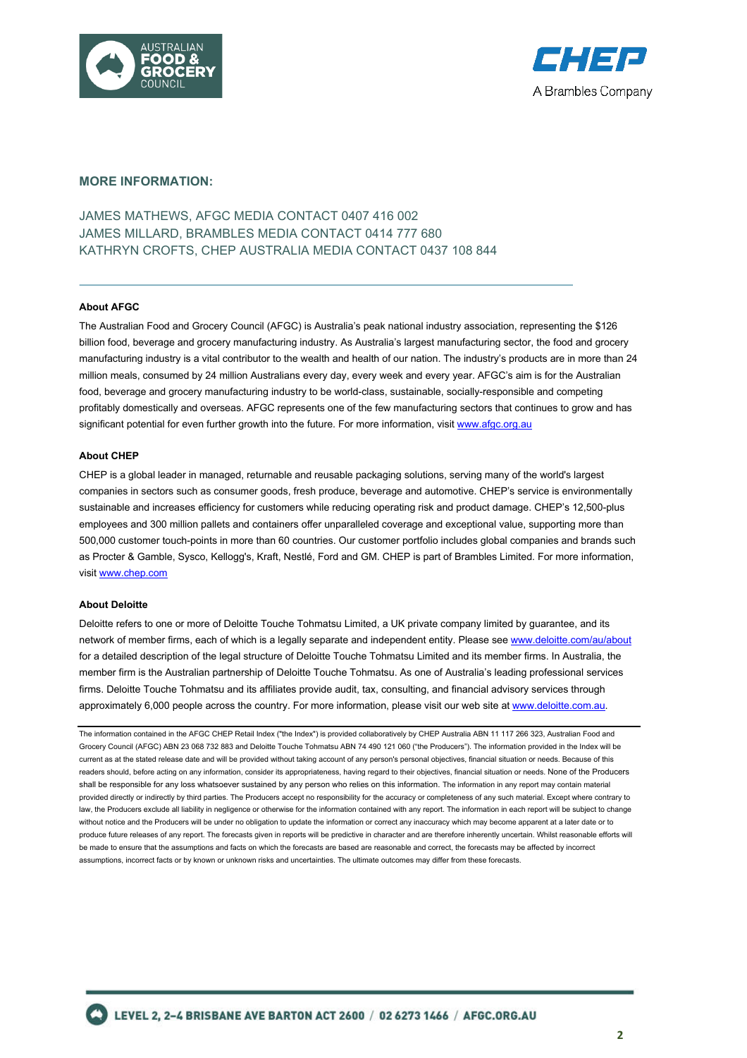## MORE INFORMATION:

JAMES MATHEWS, AFGC MEDIA CONTACT 0407 416 002
JAMES MILLARD, BRAMBLES MEDIA CONTACT 0414 777 680
KATHRYN CROFTS, CHEP AUSTRALIA MEDIA CONTACT 0437 108 844

---

**About AFGC**

The Australian Food and Grocery Council (AFGC) is Australia's peak national industry association, representing the $126 billion food, beverage and grocery manufacturing industry. As Australia's largest manufacturing sector, the food and grocery manufacturing industry is a vital contributor to the wealth and health of our nation. The industry's products are in more than 24 million meals, consumed by 24 million Australians every day, every week and every year. AFGC's aim is for the Australian food, beverage and grocery manufacturing industry to be world-class, sustainable, socially-responsible and competing profitably domestically and overseas. AFGC represents one of the few manufacturing sectors that continues to grow and has significant potential for even further growth into the future. For more information, visit www.afgc.org.au

**About CHEP**

CHEP is a global leader in managed, returnable and reusable packaging solutions, serving many of the world's largest companies in sectors such as consumer goods, fresh produce, beverage and automotive. CHEP's service is environmentally sustainable and increases efficiency for customers while reducing operating risk and product damage. CHEP's 12,500-plus employees and 300 million pallets and containers offer unparalleled coverage and exceptional value, supporting more than 500,000 customer touch-points in more than 60 countries. Our customer portfolio includes global companies and brands such as Procter & Gamble, Sysco, Kellogg's, Kraft, Nestlé, Ford and GM. CHEP is part of Brambles Limited. For more information, visit www.chep.com

**About Deloitte**

Deloitte refers to one or more of Deloitte Touche Tohmatsu Limited, a UK private company limited by guarantee, and its network of member firms, each of which is a legally separate and independent entity. Please see www.deloitte.com/au/about for a detailed description of the legal structure of Deloitte Touche Tohmatsu Limited and its member firms. In Australia, the member firm is the Australian partnership of Deloitte Touche Tohmatsu. As one of Australia's leading professional services firms. Deloitte Touche Tohmatsu and its affiliates provide audit, tax, consulting, and financial advisory services through approximately 6,000 people across the country. For more information, please visit our web site at www.deloitte.com.au.

---

The information contained in the AFGC CHEP Retail Index ("the Index") is provided collaboratively by CHEP Australia ABN 11 117 266 323, Australian Food and Grocery Council (AFGC) ABN 23 068 732 883 and Deloitte Touche Tohmatsu ABN 74 490 121 060 ("the Producers"). The information provided in the Index will be current as at the stated release date and will be provided without taking account of any person's personal objectives, financial situation or needs. Because of this readers should, before acting on any information, consider its appropriateness, having regard to their objectives, financial situation or needs. None of the Producers shall be responsible for any loss whatsoever sustained by any person who relies on this information. The information in any report may contain material provided directly or indirectly by third parties. The Producers accept no responsibility for the accuracy or completeness of any such material. Except where contrary to law, the Producers exclude all liability in negligence or otherwise for the information contained with any report. The information in each report will be subject to change without notice and the Producers will be under no obligation to update the information or correct any inaccuracy which may become apparent at a later date or to produce future releases of any report. The forecasts given in reports will be predictive in character and are therefore inherently uncertain. Whilst reasonable efforts will be made to ensure that the assumptions and facts on which the forecasts are based are reasonable and correct, the forecasts may be affected by incorrect assumptions, incorrect facts or by known or unknown risks and uncertainties. The ultimate outcomes may differ from these forecasts.